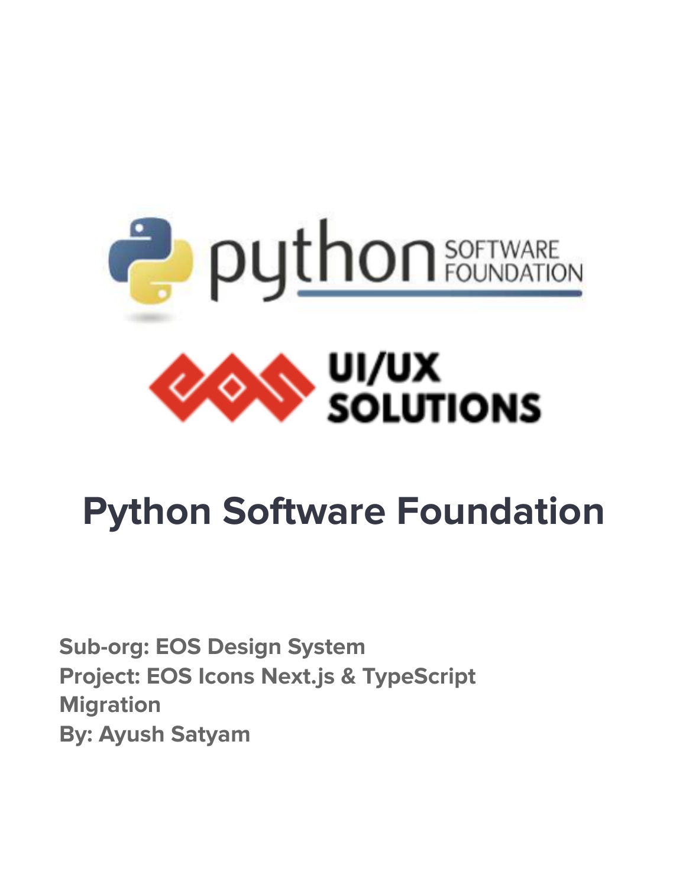# Python Software Foundation

**Sub-org: EOS Design System**
**Project: EOS Icons Next.js & TypeScript Migration**
**By: Ayush Satyam**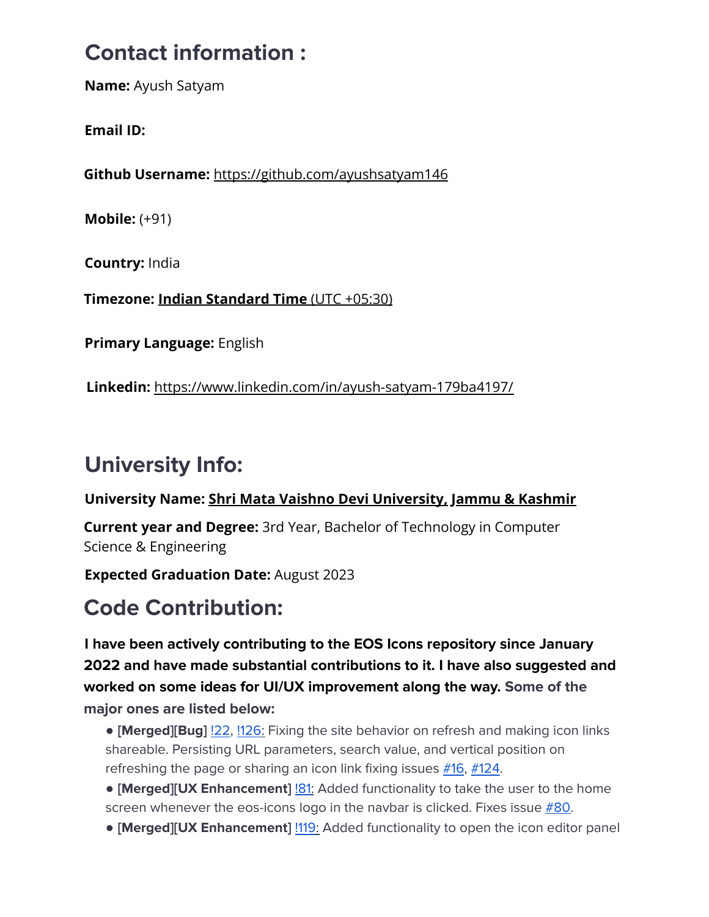## Contact information :

**Name:** Ayush Satyam

**Email ID:**

**Github Username:** https://github.com/ayushsatyam146

**Mobile:** (+91)

**Country:** India

**Timezone:** **Indian Standard Time** (UTC +05:30)

**Primary Language:** English

**Linkedin:** https://www.linkedin.com/in/ayush-satyam-179ba4197/

## University Info:

**University Name:** **Shri Mata Vaishno Devi University, Jammu & Kashmir**

**Current year and Degree:** 3rd Year, Bachelor of Technology in Computer Science & Engineering

**Expected Graduation Date:** August 2023

## Code Contribution:

**I have been actively contributing to the EOS Icons repository since January 2022 and have made substantial contributions to it. I have also suggested and worked on some ideas for UI/UX improvement along the way. Some of the major ones are listed below:**

- **[Merged][Bug]** !22, !126: Fixing the site behavior on refresh and making icon links shareable. Persisting URL parameters, search value, and vertical position on refreshing the page or sharing an icon link fixing issues #16, #124.
- **[Merged][UX Enhancement]** !81: Added functionality to take the user to the home screen whenever the eos-icons logo in the navbar is clicked. Fixes issue #80.
- **[Merged][UX Enhancement]** !119: Added functionality to open the icon editor panel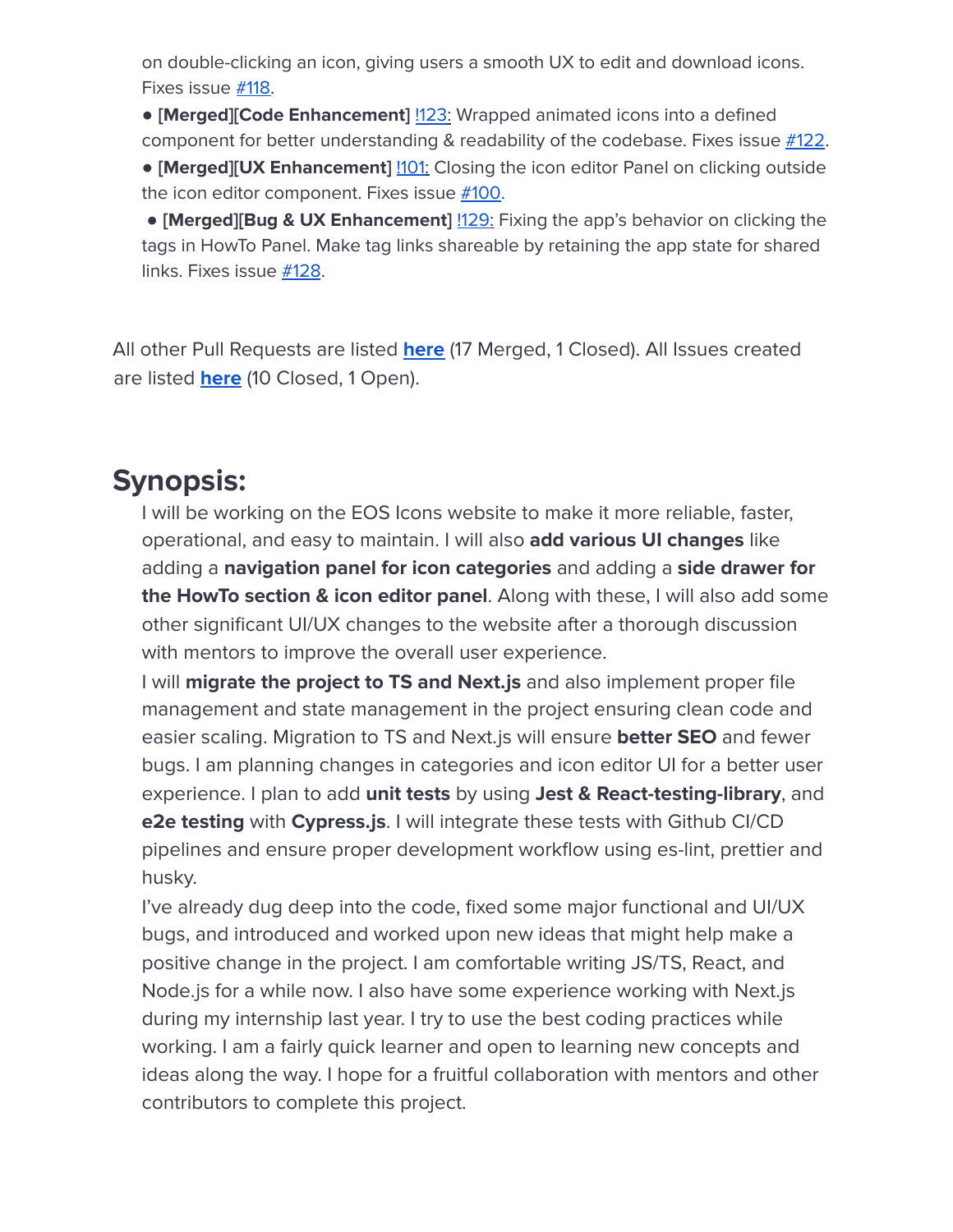on double-clicking an icon, giving users a smooth UX to edit and download icons. Fixes issue [#118](#).

- **[Merged][Code Enhancement]** [!123:](#) Wrapped animated icons into a defined component for better understanding & readability of the codebase. Fixes issue [#122](#).
- **[Merged][UX Enhancement]** [!101:](#) Closing the icon editor Panel on clicking outside the icon editor component. Fixes issue [#100](#).
- **[Merged][Bug & UX Enhancement]** [!129:](#) Fixing the app's behavior on clicking the tags in HowTo Panel. Make tag links shareable by retaining the app state for shared links. Fixes issue [#128](#).

All other Pull Requests are listed **[here](#)** (17 Merged, 1 Closed). All Issues created are listed **[here](#)** (10 Closed, 1 Open).

## Synopsis:

I will be working on the EOS Icons website to make it more reliable, faster, operational, and easy to maintain. I will also **add various UI changes** like adding a **navigation panel for icon categories** and adding a **side drawer for the HowTo section & icon editor panel**. Along with these, I will also add some other significant UI/UX changes to the website after a thorough discussion with mentors to improve the overall user experience.

I will **migrate the project to TS and Next.js** and also implement proper file management and state management in the project ensuring clean code and easier scaling. Migration to TS and Next.js will ensure **better SEO** and fewer bugs. I am planning changes in categories and icon editor UI for a better user experience. I plan to add **unit tests** by using **Jest & React-testing-library**, and **e2e testing** with **Cypress.js**. I will integrate these tests with Github CI/CD pipelines and ensure proper development workflow using es-lint, prettier and husky.

I've already dug deep into the code, fixed some major functional and UI/UX bugs, and introduced and worked upon new ideas that might help make a positive change in the project. I am comfortable writing JS/TS, React, and Node.js for a while now. I also have some experience working with Next.js during my internship last year. I try to use the best coding practices while working. I am a fairly quick learner and open to learning new concepts and ideas along the way. I hope for a fruitful collaboration with mentors and other contributors to complete this project.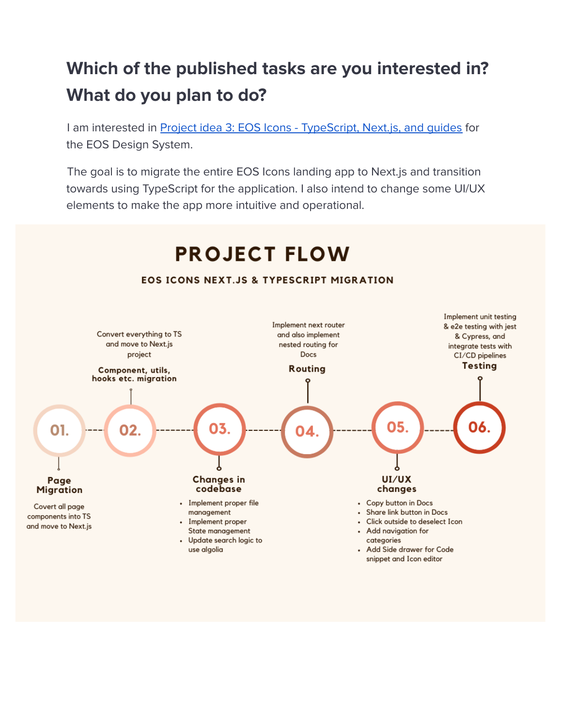## Which of the published tasks are you interested in? What do you plan to do?

I am interested in [Project idea 3: EOS Icons - TypeScript, Next.js, and guides]() for the EOS Design System.

The goal is to migrate the entire EOS Icons landing app to Next.js and transition towards using TypeScript for the application. I also intend to change some UI/UX elements to make the app more intuitive and operational.

**PROJECT FLOW**

**EOS ICONS NEXT.JS & TYPESCRIPT MIGRATION**

**01. Page Migration**

Covert all page components into TS and move to Next.js

**02. Component, utils, hooks etc. migration**

Convert everything to TS and move to Next.js project

**03. Changes in codebase**

- Implement proper file management
- Implement proper State management
- Update search logic to use algolia

**04. Routing**

Implement next router and also implement nested routing for Docs

**05. UI/UX changes**

- Copy button in Docs
- Share link button in Docs
- Click outside to deselect Icon
- Add navigation for categories
- Add Side drawer for Code snippet and Icon editor

**06. Testing**

Implement unit testing & e2e testing with jest & Cypress, and integrate tests with CI/CD pipelines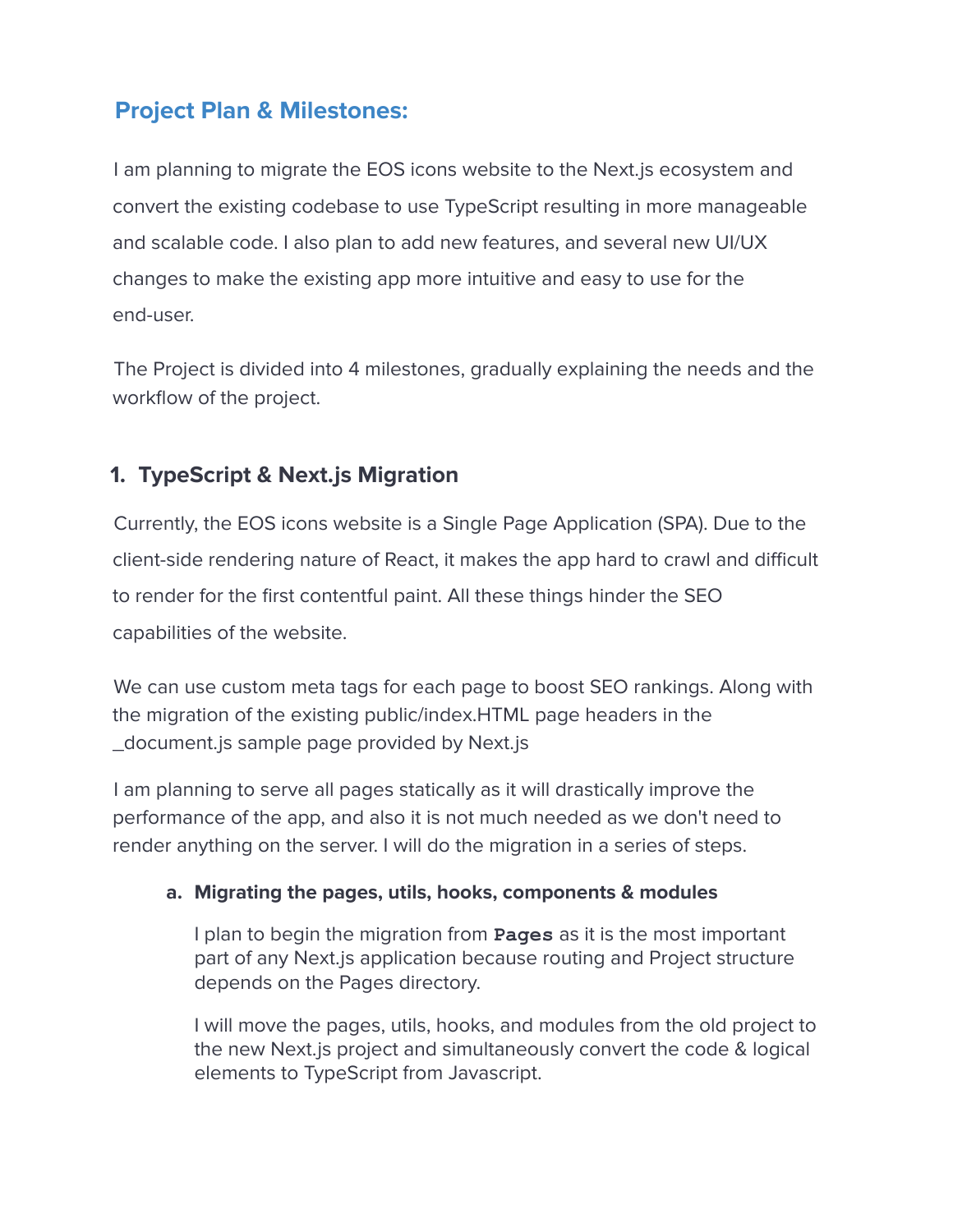## Project Plan & Milestones:

I am planning to migrate the EOS icons website to the Next.js ecosystem and convert the existing codebase to use TypeScript resulting in more manageable and scalable code. I also plan to add new features, and several new UI/UX changes to make the existing app more intuitive and easy to use for the end-user.

The Project is divided into 4 milestones, gradually explaining the needs and the workflow of the project.

### 1. TypeScript & Next.js Migration

Currently, the EOS icons website is a Single Page Application (SPA). Due to the client-side rendering nature of React, it makes the app hard to crawl and difficult to render for the first contentful paint. All these things hinder the SEO capabilities of the website.

We can use custom meta tags for each page to boost SEO rankings. Along with the migration of the existing public/index.HTML page headers in the _document.js sample page provided by Next.js

I am planning to serve all pages statically as it will drastically improve the performance of the app, and also it is not much needed as we don't need to render anything on the server. I will do the migration in a series of steps.

#### a. Migrating the pages, utils, hooks, components & modules

I plan to begin the migration from `Pages` as it is the most important part of any Next.js application because routing and Project structure depends on the Pages directory.

I will move the pages, utils, hooks, and modules from the old project to the new Next.js project and simultaneously convert the code & logical elements to TypeScript from Javascript.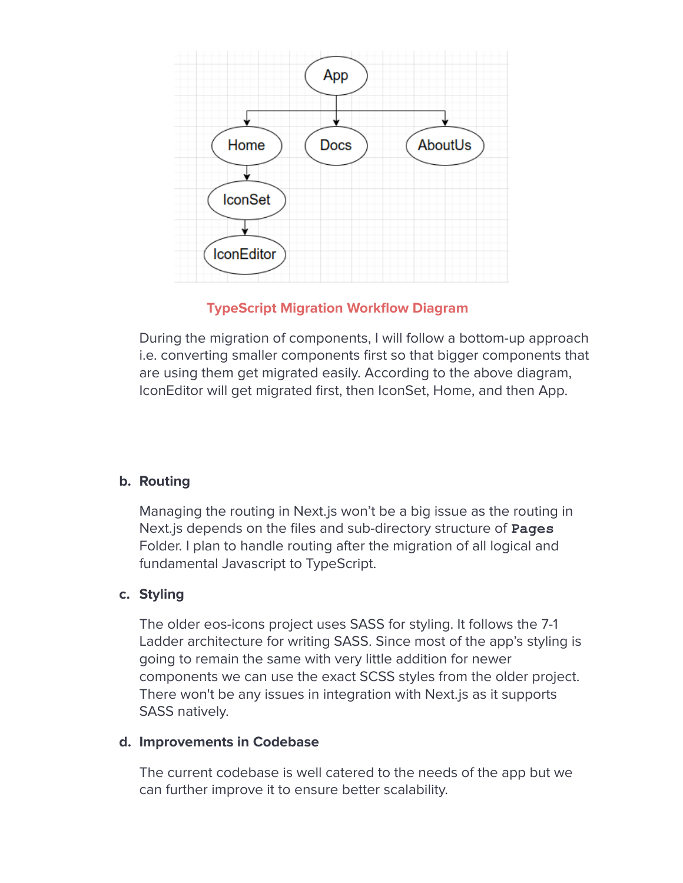**TypeScript Migration Workflow Diagram**

During the migration of components, I will follow a bottom-up approach i.e. converting smaller components first so that bigger components that are using them get migrated easily. According to the above diagram, IconEditor will get migrated first, then IconSet, Home, and then App.

**b. Routing**

Managing the routing in Next.js won't be a big issue as the routing in Next.js depends on the files and sub-directory structure of `Pages` Folder. I plan to handle routing after the migration of all logical and fundamental Javascript to TypeScript.

**c. Styling**

The older eos-icons project uses SASS for styling. It follows the 7-1 Ladder architecture for writing SASS. Since most of the app's styling is going to remain the same with very little addition for newer components we can use the exact SCSS styles from the older project. There won't be any issues in integration with Next.js as it supports SASS natively.

**d. Improvements in Codebase**

The current codebase is well catered to the needs of the app but we can further improve it to ensure better scalability.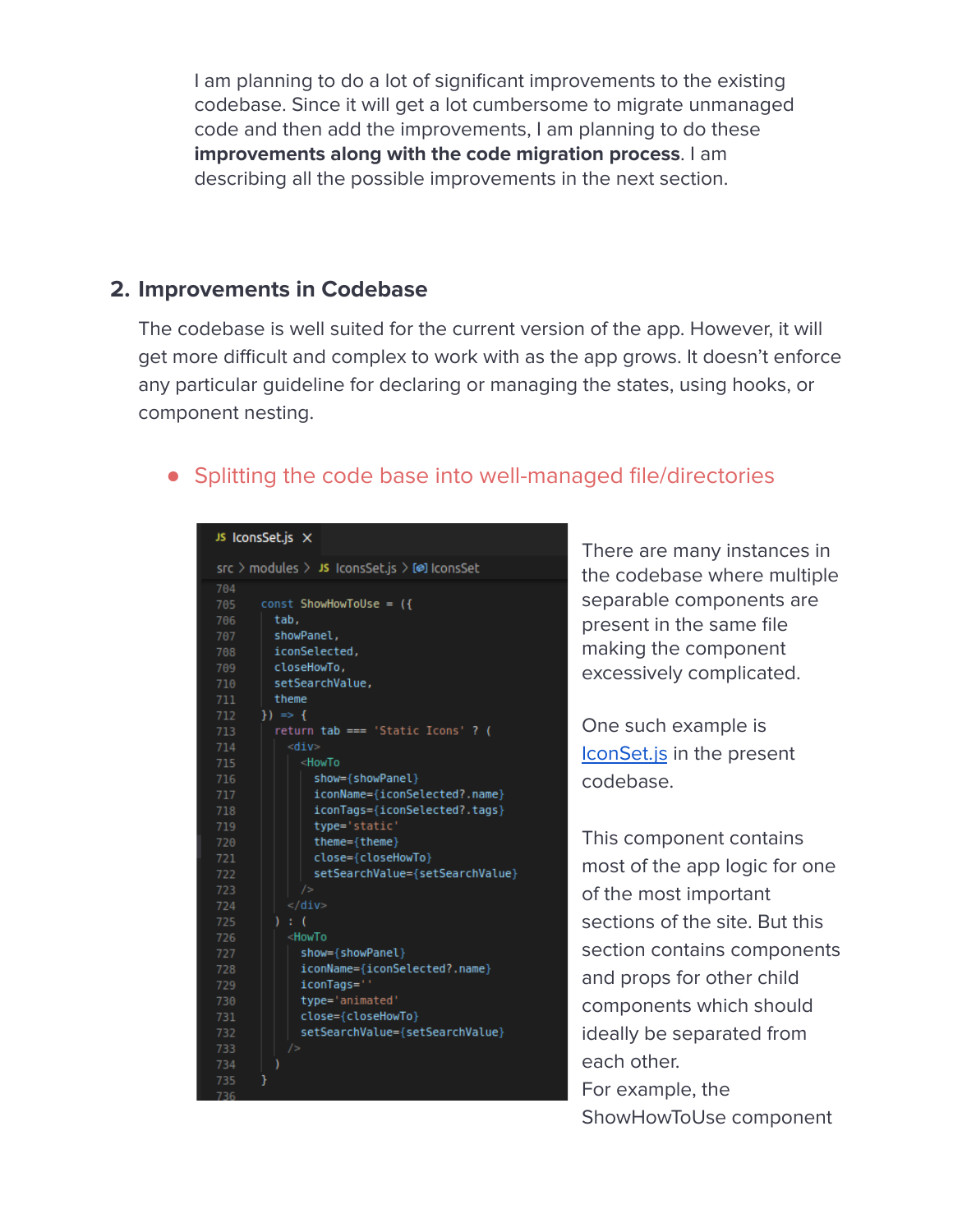I am planning to do a lot of significant improvements to the existing codebase. Since it will get a lot cumbersome to migrate unmanaged code and then add the improvements, I am planning to do these **improvements along with the code migration process**. I am describing all the possible improvements in the next section.

## 2. Improvements in Codebase

The codebase is well suited for the current version of the app. However, it will get more difficult and complex to work with as the app grows. It doesn't enforce any particular guideline for declaring or managing the states, using hooks, or component nesting.

- Splitting the code base into well-managed file/directories

```
JS IconsSet.js ×
src > modules > JS IconsSet.js > [@] IconsSet
704
705   const ShowHowToUse = ({
706     tab,
707     showPanel,
708     iconSelected,
709     closeHowTo,
710     setSearchValue,
711     theme
712   }) => {
713     return tab === 'Static Icons' ? (
714       <div>
715         <HowTo
716           show={showPanel}
717           iconName={iconSelected?.name}
718           iconTags={iconSelected?.tags}
719           type='static'
720           theme={theme}
721           close={closeHowTo}
722           setSearchValue={setSearchValue}
723         />
724       </div>
725     ) : (
726       <HowTo
727         show={showPanel}
728         iconName={iconSelected?.name}
729         iconTags=''
730         type='animated'
731         close={closeHowTo}
732         setSearchValue={setSearchValue}
733       />
734     )
735   }
736
```

There are many instances in the codebase where multiple separable components are present in the same file making the component excessively complicated.

One such example is [IconSet.js]() in the present codebase.

This component contains most of the app logic for one of the most important sections of the site. But this section contains components and props for other child components which should ideally be separated from each other.
For example, the ShowHowToUse component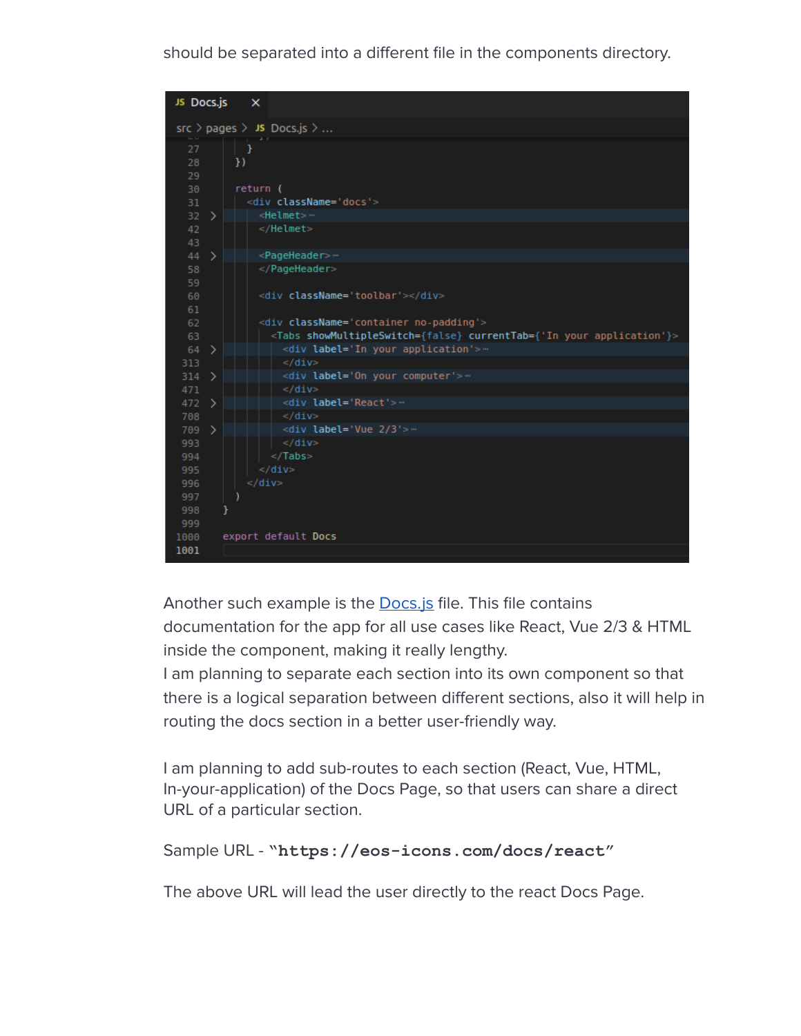should be separated into a different file in the components directory.

```
JS Docs.js  ×
src > pages > JS Docs.js > ...
27        }
28      })
29
30      return (
31        <div className='docs'>
32 >        <Helmet>···
42          </Helmet>
43
44 >        <PageHeader>···
58          </PageHeader>
59
60          <div className='toolbar'></div>
61
62          <div className='container no-padding'>
63            <Tabs showMultipleSwitch={false} currentTab={'In your application'}>
64 >            <div label='In your application'>···
313             </div>
314 >           <div label='On your computer'>···
471             </div>
472 >           <div label='React'>···
708             </div>
709 >           <div label='Vue 2/3'>···
993             </div>
994           </Tabs>
995         </div>
996       </div>
997     )
998   }
999
1000  export default Docs
1001
```

Another such example is the [Docs.js](Docs.js) file. This file contains documentation for the app for all use cases like React, Vue 2/3 & HTML inside the component, making it really lengthy.
I am planning to separate each section into its own component so that there is a logical separation between different sections, also it will help in routing the docs section in a better user-friendly way.

I am planning to add sub-routes to each section (React, Vue, HTML, In-your-application) of the Docs Page, so that users can share a direct URL of a particular section.

Sample URL - "**`https://eos-icons.com/docs/react`**"

The above URL will lead the user directly to the react Docs Page.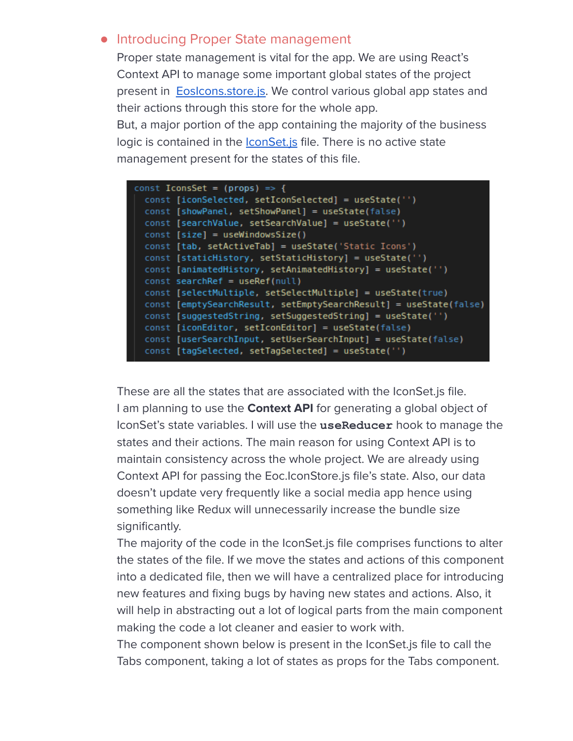- ## Introducing Proper State management

  Proper state management is vital for the app. We are using React's Context API to manage some important global states of the project present in [EosIcons.store.js](). We control various global app states and their actions through this store for the whole app.
  But, a major portion of the app containing the majority of the business logic is contained in the [IconSet.js]() file. There is no active state management present for the states of this file.

```
const IconsSet = (props) => {
  const [iconSelected, setIconSelected] = useState('')
  const [showPanel, setShowPanel] = useState(false)
  const [searchValue, setSearchValue] = useState('')
  const [size] = useWindowsSize()
  const [tab, setActiveTab] = useState('Static Icons')
  const [staticHistory, setStaticHistory] = useState('')
  const [animatedHistory, setAnimatedHistory] = useState('')
  const searchRef = useRef(null)
  const [selectMultiple, setSelectMultiple] = useState(true)
  const [emptySearchResult, setEmptySearchResult] = useState(false)
  const [suggestedString, setSuggestedString] = useState('')
  const [iconEditor, setIconEditor] = useState(false)
  const [userSearchInput, setUserSearchInput] = useState(false)
  const [tagSelected, setTagSelected] = useState('')
```

  These are all the states that are associated with the IconSet.js file.
  I am planning to use the **Context API** for generating a global object of IconSet's state variables. I will use the **`useReducer`** hook to manage the states and their actions. The main reason for using Context API is to maintain consistency across the whole project. We are already using Context API for passing the Eoc.IconStore.js file's state. Also, our data doesn't update very frequently like a social media app hence using something like Redux will unnecessarily increase the bundle size significantly.
  The majority of the code in the IconSet.js file comprises functions to alter the states of the file. If we move the states and actions of this component into a dedicated file, then we will have a centralized place for introducing new features and fixing bugs by having new states and actions. Also, it will help in abstracting out a lot of logical parts from the main component making the code a lot cleaner and easier to work with.
  The component shown below is present in the IconSet.js file to call the Tabs component, taking a lot of states as props for the Tabs component.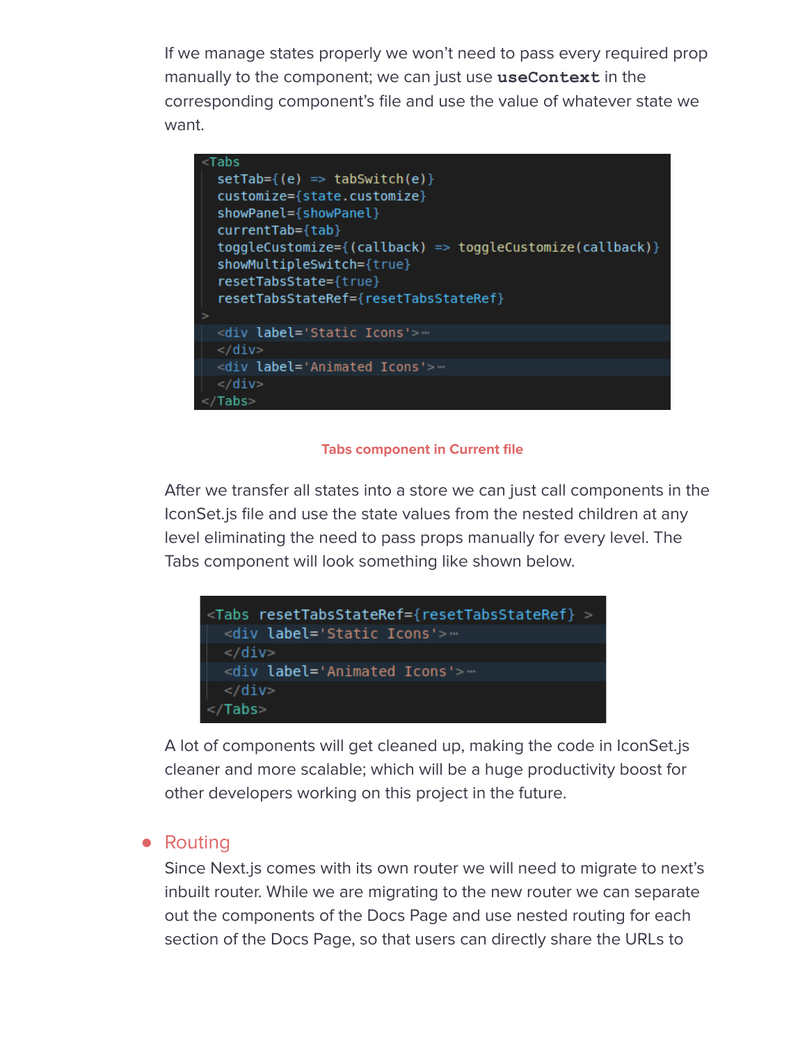If we manage states properly we won't need to pass every required prop manually to the component; we can just use **`useContext`** in the corresponding component's file and use the value of whatever state we want.

```
<Tabs
  setTab={(e) => tabSwitch(e)}
  customize={state.customize}
  showPanel={showPanel}
  currentTab={tab}
  toggleCustomize={(callback) => toggleCustomize(callback)}
  showMultipleSwitch={true}
  resetTabsState={true}
  resetTabsStateRef={resetTabsStateRef}
>
  <div label='Static Icons'>…
  </div>
  <div label='Animated Icons'>…
  </div>
</Tabs>
```

Tabs component in Current file

After we transfer all states into a store we can just call components in the IconSet.js file and use the state values from the nested children at any level eliminating the need to pass props manually for every level. The Tabs component will look something like shown below.

```
<Tabs resetTabsStateRef={resetTabsStateRef} >
  <div label='Static Icons'>…
  </div>
  <div label='Animated Icons'>…
  </div>
</Tabs>
```

A lot of components will get cleaned up, making the code in IconSet.js cleaner and more scalable; which will be a huge productivity boost for other developers working on this project in the future.

- Routing

  Since Next.js comes with its own router we will need to migrate to next's inbuilt router. While we are migrating to the new router we can separate out the components of the Docs Page and use nested routing for each section of the Docs Page, so that users can directly share the URLs to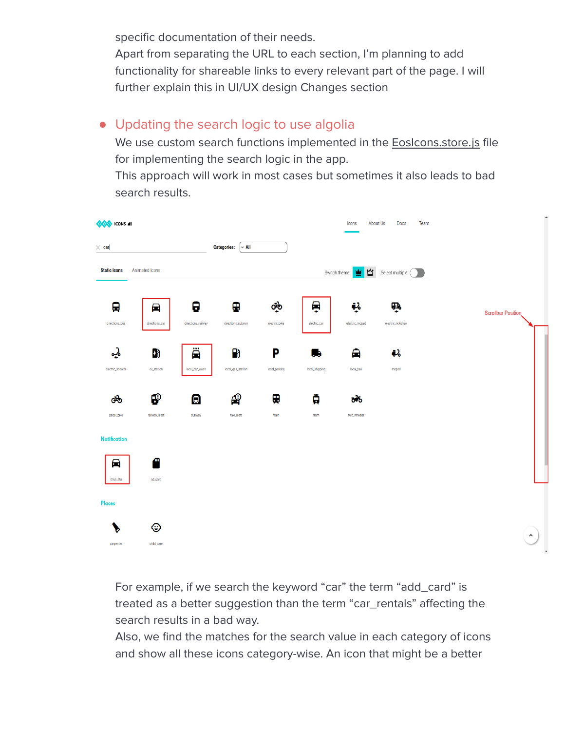specific documentation of their needs.
Apart from separating the URL to each section, I'm planning to add functionality for shareable links to every relevant part of the page. I will further explain this in UI/UX design Changes section

- **Updating the search logic to use algolia**
  We use custom search functions implemented in the EosIcons.store.js file for implementing the search logic in the app.
  This approach will work in most cases but sometimes it also leads to bad search results.

For example, if we search the keyword "car" the term "add_card" is treated as a better suggestion than the term "car_rentals" affecting the search results in a bad way.
Also, we find the matches for the search value in each category of icons and show all these icons category-wise. An icon that might be a better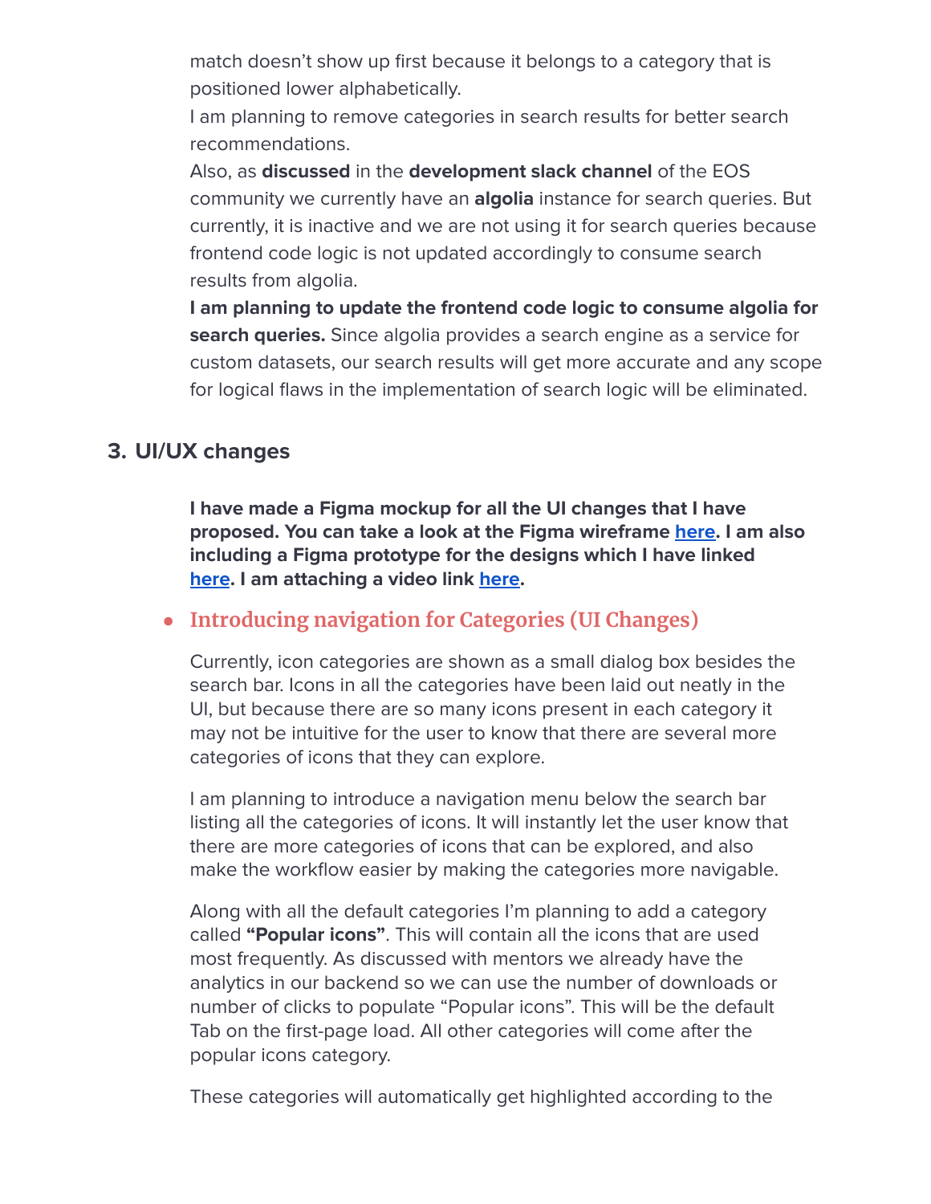match doesn't show up first because it belongs to a category that is positioned lower alphabetically.
I am planning to remove categories in search results for better search recommendations.
Also, as **discussed** in the **development slack channel** of the EOS community we currently have an **algolia** instance for search queries. But currently, it is inactive and we are not using it for search queries because frontend code logic is not updated accordingly to consume search results from algolia.
**I am planning to update the frontend code logic to consume algolia for search queries.** Since algolia provides a search engine as a service for custom datasets, our search results will get more accurate and any scope for logical flaws in the implementation of search logic will be eliminated.

## 3. UI/UX changes

**I have made a Figma mockup for all the UI changes that I have proposed. You can take a look at the Figma wireframe here. I am also including a Figma prototype for the designs which I have linked here. I am attaching a video link here.**

- ### Introducing navigation for Categories (UI Changes)

Currently, icon categories are shown as a small dialog box besides the search bar. Icons in all the categories have been laid out neatly in the UI, but because there are so many icons present in each category it may not be intuitive for the user to know that there are several more categories of icons that they can explore.

I am planning to introduce a navigation menu below the search bar listing all the categories of icons. It will instantly let the user know that there are more categories of icons that can be explored, and also make the workflow easier by making the categories more navigable.

Along with all the default categories I'm planning to add a category called **"Popular icons"**. This will contain all the icons that are used most frequently. As discussed with mentors we already have the analytics in our backend so we can use the number of downloads or number of clicks to populate "Popular icons". This will be the default Tab on the first-page load. All other categories will come after the popular icons category.

These categories will automatically get highlighted according to the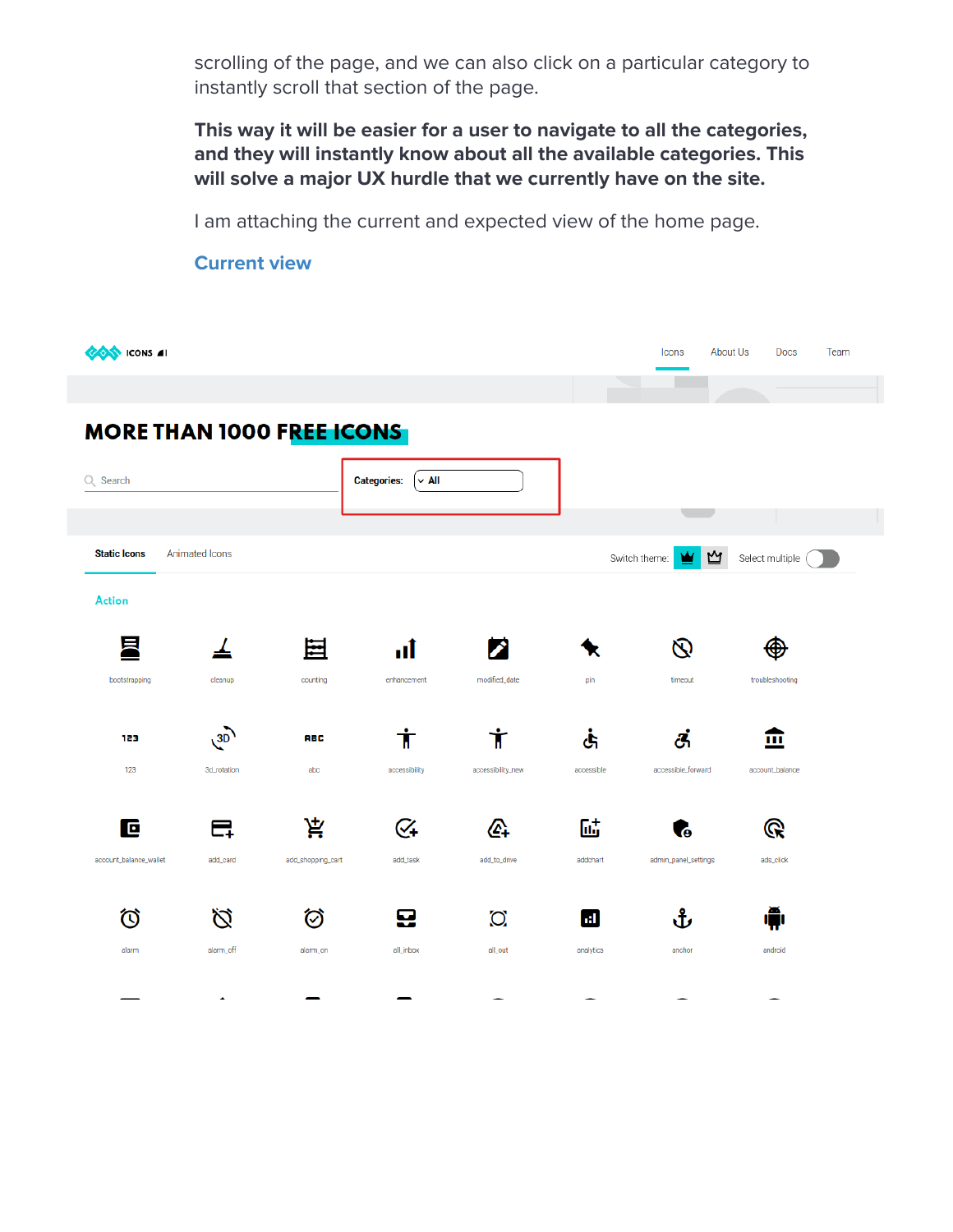scrolling of the page, and we can also click on a particular category to instantly scroll that section of the page.

**This way it will be easier for a user to navigate to all the categories, and they will instantly know about all the available categories. This will solve a major UX hurdle that we currently have on the site.**

I am attaching the current and expected view of the home page.

### Current view

ICONS

Icons About Us Docs Team

MORE THAN 1000 FREE ICONS

Search

Categories: All

Static Icons Animated Icons

Switch theme: Select multiple

Action

bootstrapping cleanup counting enhancement modified_date pin timeout troubleshooting

123 3d_rotation abc accessibility accessibility_new accessible accessible_forward account_balance

account_balance_wallet add_card add_shopping_cart add_task add_to_drive addchart admin_panel_settings ads_click

alarm alarm_off alarm_on all_inbox all_out analytics anchor android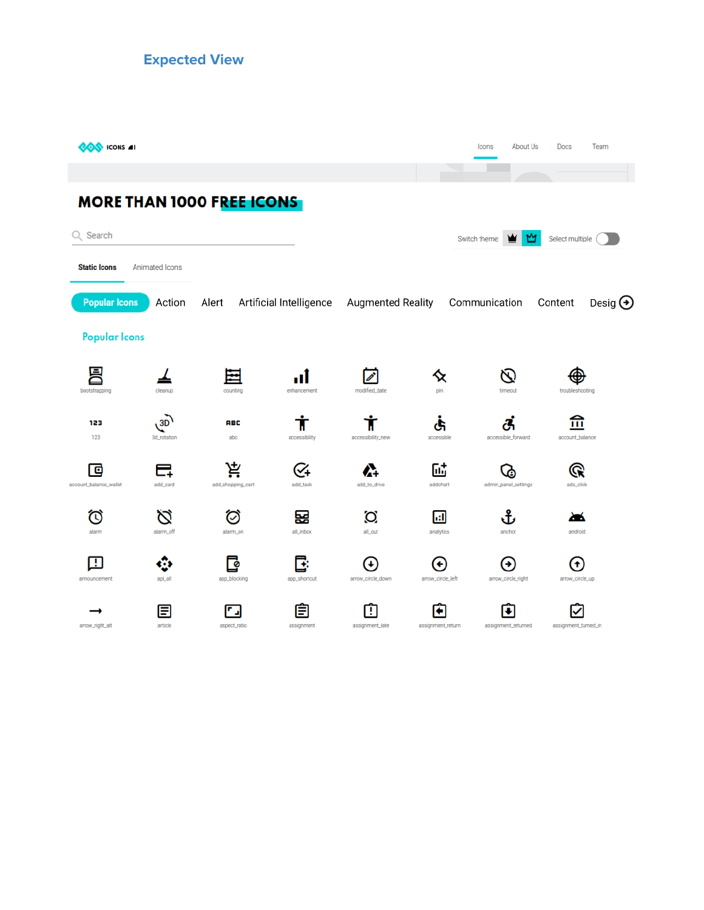## Expected View

ICONS

Icons About Us Docs Team

# MORE THAN 1000 FREE ICONS

Search

Switch theme Select multiple

Static Icons Animated Icons

Popular Icons Action Alert Artificial Intelligence Augmented Reality Communication Content Desig

### Popular Icons

| | | | | | | | |
|---|---|---|---|---|---|---|---|
| bootstrapping | cleanup | counting | enhancement | modified_date | pin | timeout | troubleshooting |
| 123 | 3d_rotation | abc | accessibility | accessibility_new | accessible | accessible_forward | account_balance |
| account_balance_wallet | add_card | add_shopping_cart | add_task | add_to_drive | addchart | admin_panel_settings | ads_click |
| alarm | alarm_off | alarm_on | all_inbox | all_out | analytics | anchor | android |
| announcement | api_alt | app_blocking | app_shortcut | arrow_circle_down | arrow_circle_left | arrow_circle_right | arrow_circle_up |
| arrow_right_alt | article | aspect_ratio | assignment | assignment_late | assignment_return | assignment_returned | assignment_turned_in |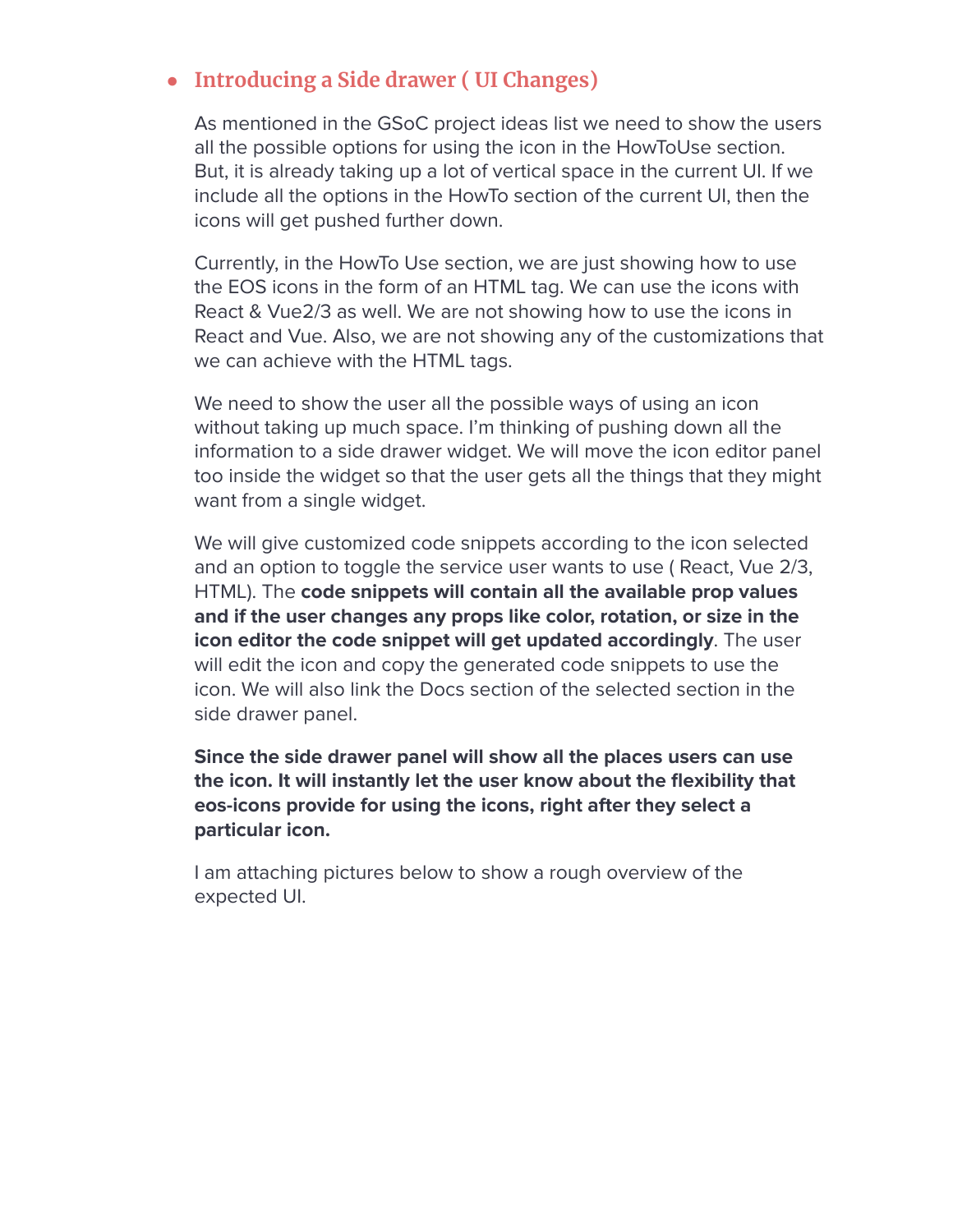- ## Introducing a Side drawer ( UI Changes)

  As mentioned in the GSoC project ideas list we need to show the users all the possible options for using the icon in the HowToUse section. But, it is already taking up a lot of vertical space in the current UI. If we include all the options in the HowTo section of the current UI, then the icons will get pushed further down.

  Currently, in the HowTo Use section, we are just showing how to use the EOS icons in the form of an HTML tag. We can use the icons with React & Vue2/3 as well. We are not showing how to use the icons in React and Vue. Also, we are not showing any of the customizations that we can achieve with the HTML tags.

  We need to show the user all the possible ways of using an icon without taking up much space. I'm thinking of pushing down all the information to a side drawer widget. We will move the icon editor panel too inside the widget so that the user gets all the things that they might want from a single widget.

  We will give customized code snippets according to the icon selected and an option to toggle the service user wants to use ( React, Vue 2/3, HTML). The **code snippets will contain all the available prop values and if the user changes any props like color, rotation, or size in the icon editor the code snippet will get updated accordingly**. The user will edit the icon and copy the generated code snippets to use the icon. We will also link the Docs section of the selected section in the side drawer panel.

  **Since the side drawer panel will show all the places users can use the icon. It will instantly let the user know about the flexibility that eos-icons provide for using the icons, right after they select a particular icon.**

  I am attaching pictures below to show a rough overview of the expected UI.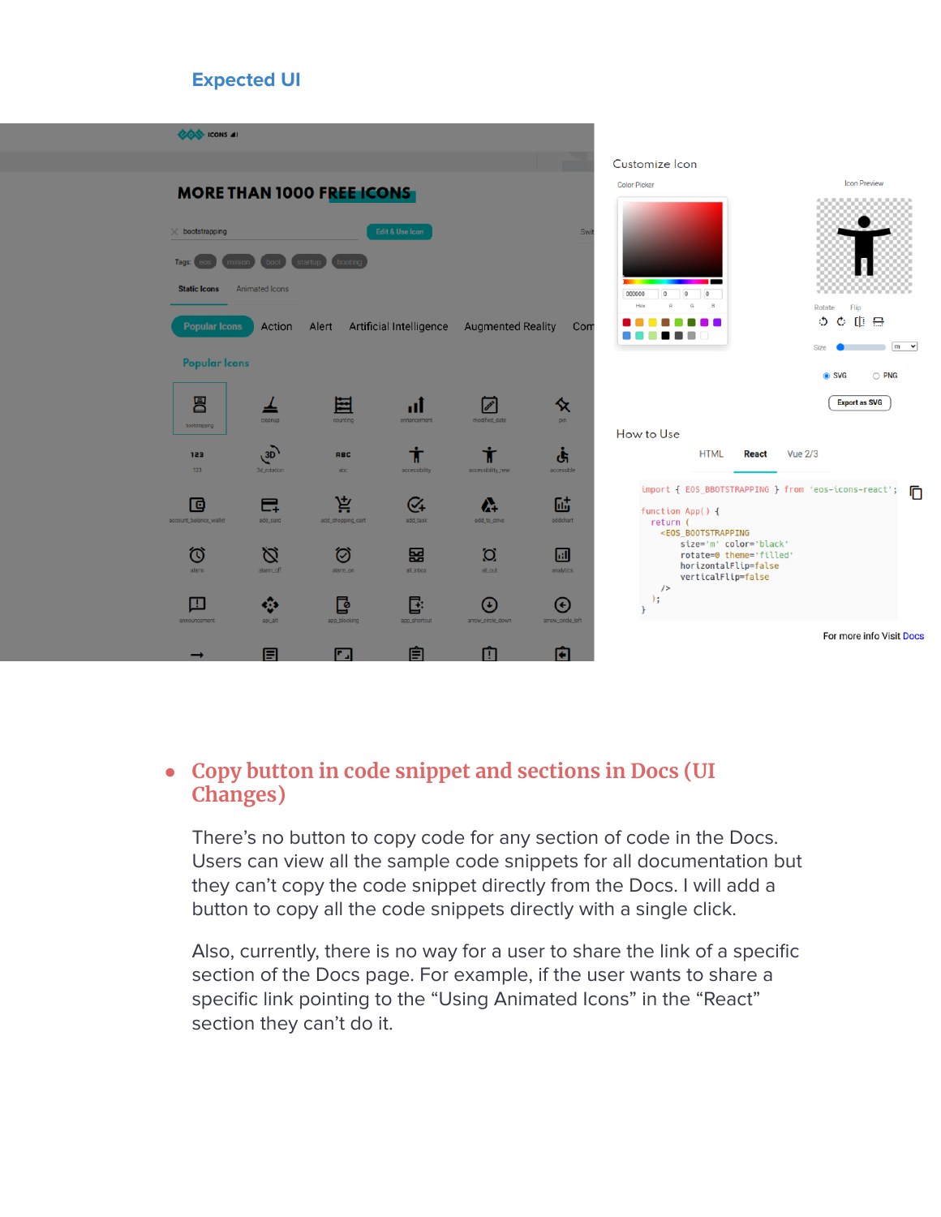## Expected UI

- **Copy button in code snippet and sections in Docs (UI Changes)**

  There's no button to copy code for any section of code in the Docs. Users can view all the sample code snippets for all documentation but they can't copy the code snippet directly from the Docs. I will add a button to copy all the code snippets directly with a single click.

  Also, currently, there is no way for a user to share the link of a specific section of the Docs page. For example, if the user wants to share a specific link pointing to the "Using Animated Icons" in the "React" section they can't do it.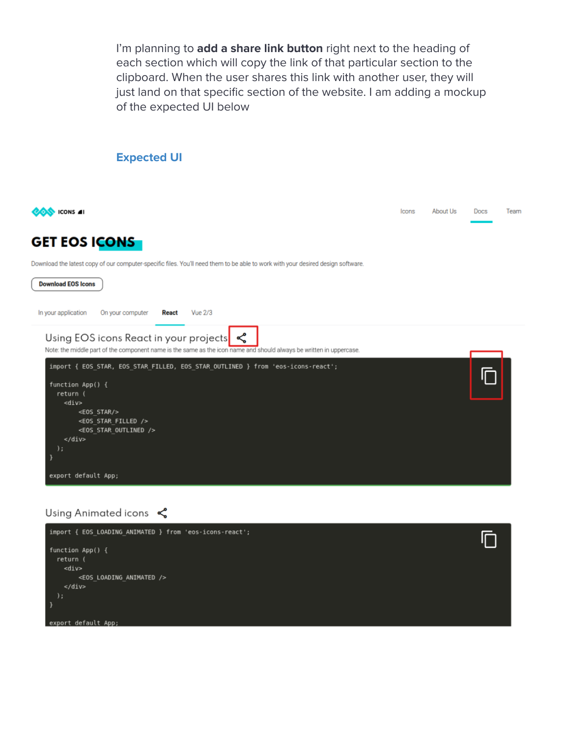I'm planning to **add a share link button** right next to the heading of each section which will copy the link of that particular section to the clipboard. When the user shares this link with another user, they will just land on that specific section of the website. I am adding a mockup of the expected UI below

## Expected UI

ICONS

Icons About Us Docs Team

# GET EOS ICONS

Download the latest copy of our computer-specific files. You'll need them to be able to work with your desired design software.

Download EOS Icons

In your application On your computer **React** Vue 2/3

Using EOS icons React in your projects

Note: the middle part of the component name is the same as the icon name and should always be written in uppercase.

```
import { EOS_STAR, EOS_STAR_FILLED, EOS_STAR_OUTLINED } from 'eos-icons-react';

function App() {
  return (
    <div>
        <EOS_STAR/>
        <EOS_STAR_FILLED />
        <EOS_STAR_OUTLINED />
    </div>
  );
}

export default App;
```

Using Animated icons

```
import { EOS_LOADING_ANIMATED } from 'eos-icons-react';

function App() {
  return (
    <div>
        <EOS_LOADING_ANIMATED />
    </div>
  );
}

export default App;
```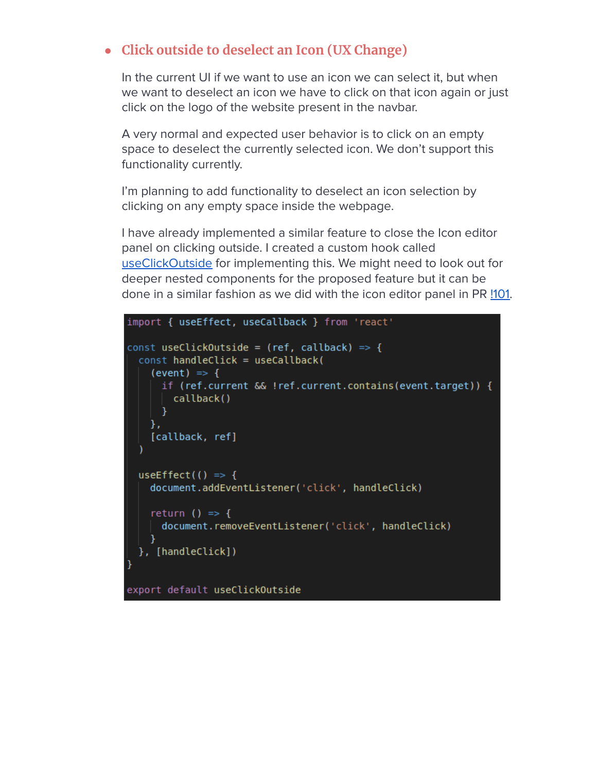- ### Click outside to deselect an Icon (UX Change)

  In the current UI if we want to use an icon we can select it, but when we want to deselect an icon we have to click on that icon again or just click on the logo of the website present in the navbar.

  A very normal and expected user behavior is to click on an empty space to deselect the currently selected icon. We don't support this functionality currently.

  I'm planning to add functionality to deselect an icon selection by clicking on any empty space inside the webpage.

  I have already implemented a similar feature to close the Icon editor panel on clicking outside. I created a custom hook called useClickOutside for implementing this. We might need to look out for deeper nested components for the proposed feature but it can be done in a similar fashion as we did with the icon editor panel in PR !101.

```
import { useEffect, useCallback } from 'react'

const useClickOutside = (ref, callback) => {
  const handleClick = useCallback(
    (event) => {
      if (ref.current && !ref.current.contains(event.target)) {
        callback()
      }
    },
    [callback, ref]
  )

  useEffect(() => {
    document.addEventListener('click', handleClick)

    return () => {
      document.removeEventListener('click', handleClick)
    }
  }, [handleClick])
}

export default useClickOutside
```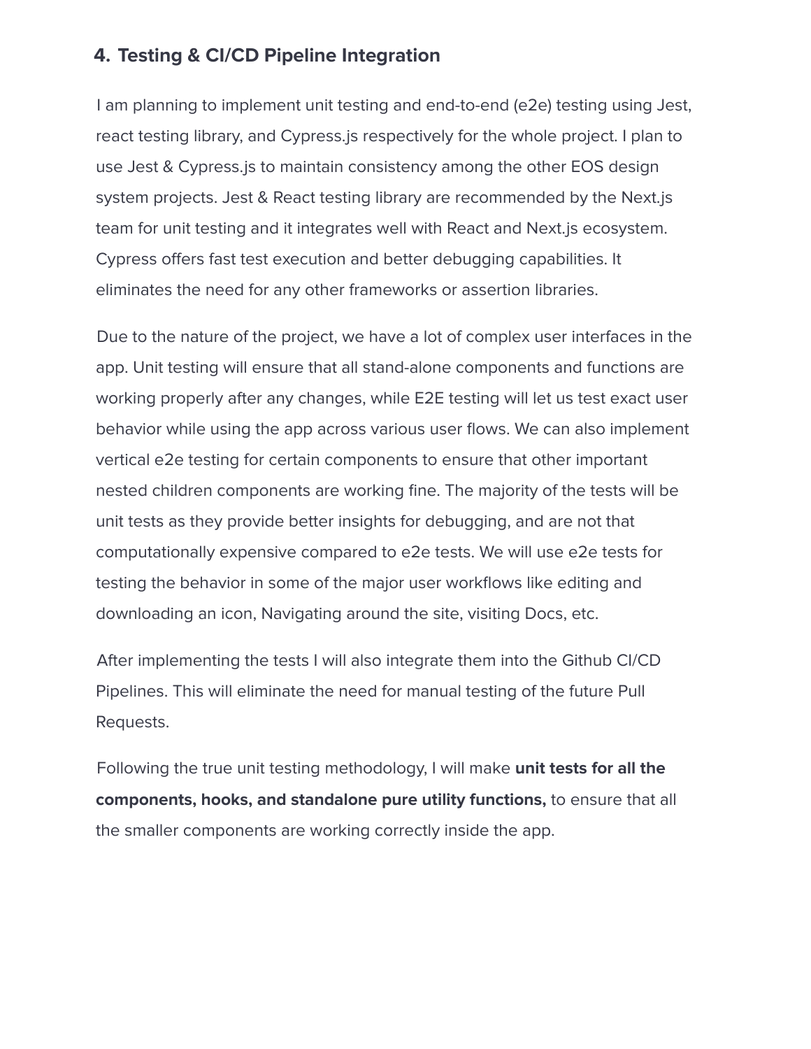### 4. Testing & CI/CD Pipeline Integration

I am planning to implement unit testing and end-to-end (e2e) testing using Jest, react testing library, and Cypress.js respectively for the whole project. I plan to use Jest & Cypress.js to maintain consistency among the other EOS design system projects. Jest & React testing library are recommended by the Next.js team for unit testing and it integrates well with React and Next.js ecosystem. Cypress offers fast test execution and better debugging capabilities. It eliminates the need for any other frameworks or assertion libraries.

Due to the nature of the project, we have a lot of complex user interfaces in the app. Unit testing will ensure that all stand-alone components and functions are working properly after any changes, while E2E testing will let us test exact user behavior while using the app across various user flows. We can also implement vertical e2e testing for certain components to ensure that other important nested children components are working fine. The majority of the tests will be unit tests as they provide better insights for debugging, and are not that computationally expensive compared to e2e tests. We will use e2e tests for testing the behavior in some of the major user workflows like editing and downloading an icon, Navigating around the site, visiting Docs, etc.

After implementing the tests I will also integrate them into the Github CI/CD Pipelines. This will eliminate the need for manual testing of the future Pull Requests.

Following the true unit testing methodology, I will make **unit tests for all the components, hooks, and standalone pure utility functions,** to ensure that all the smaller components are working correctly inside the app.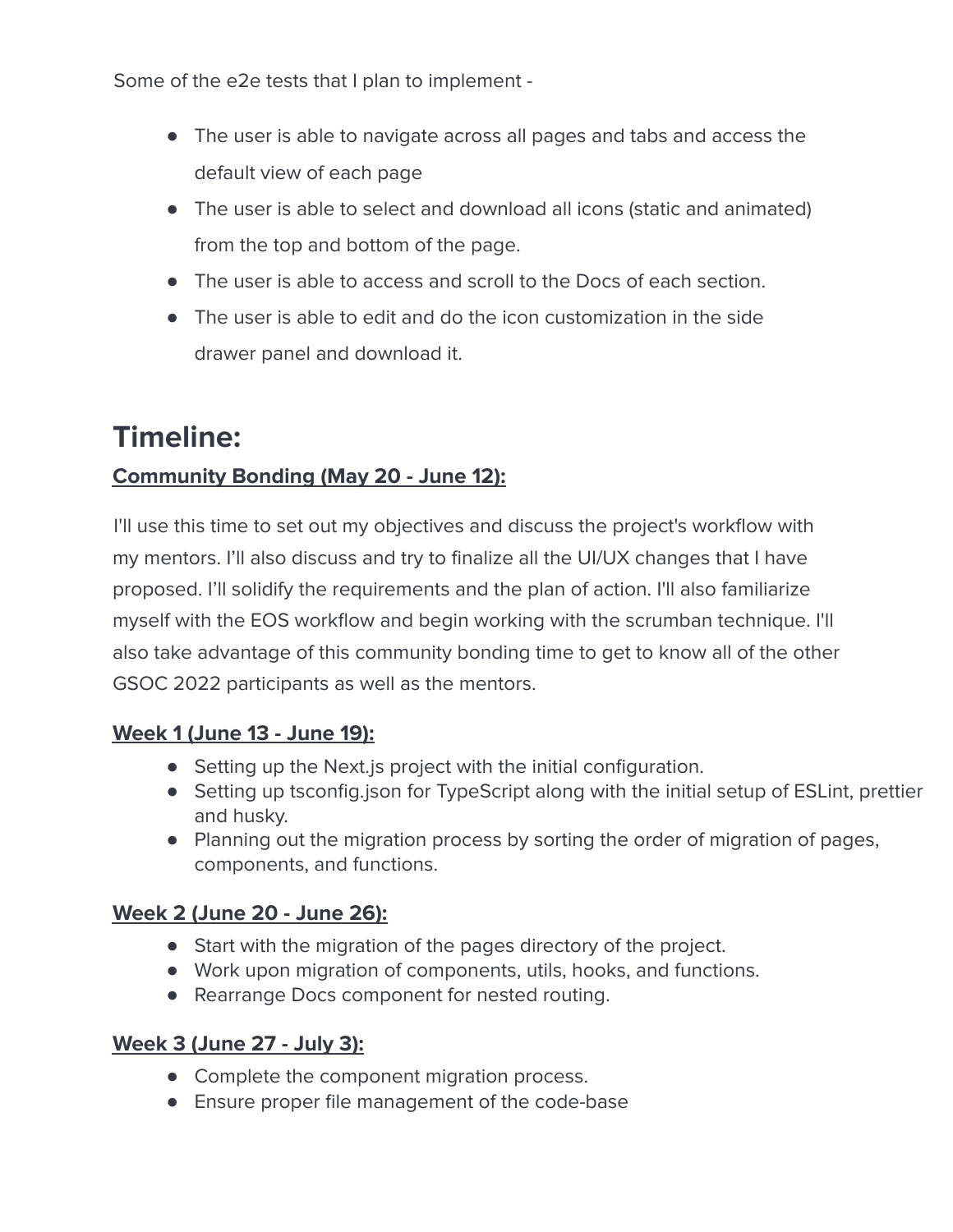Some of the e2e tests that I plan to implement -

- The user is able to navigate across all pages and tabs and access the default view of each page
- The user is able to select and download all icons (static and animated) from the top and bottom of the page.
- The user is able to access and scroll to the Docs of each section.
- The user is able to edit and do the icon customization in the side drawer panel and download it.

# Timeline:

### Community Bonding (May 20 - June 12):

I'll use this time to set out my objectives and discuss the project's workflow with my mentors. I'll also discuss and try to finalize all the UI/UX changes that I have proposed. I'll solidify the requirements and the plan of action. I'll also familiarize myself with the EOS workflow and begin working with the scrumban technique. I'll also take advantage of this community bonding time to get to know all of the other GSOC 2022 participants as well as the mentors.

### Week 1 (June 13 - June 19):

- Setting up the Next.js project with the initial configuration.
- Setting up tsconfig.json for TypeScript along with the initial setup of ESLint, prettier and husky.
- Planning out the migration process by sorting the order of migration of pages, components, and functions.

### Week 2 (June 20 - June 26):

- Start with the migration of the pages directory of the project.
- Work upon migration of components, utils, hooks, and functions.
- Rearrange Docs component for nested routing.

### Week 3 (June 27 - July 3):

- Complete the component migration process.
- Ensure proper file management of the code-base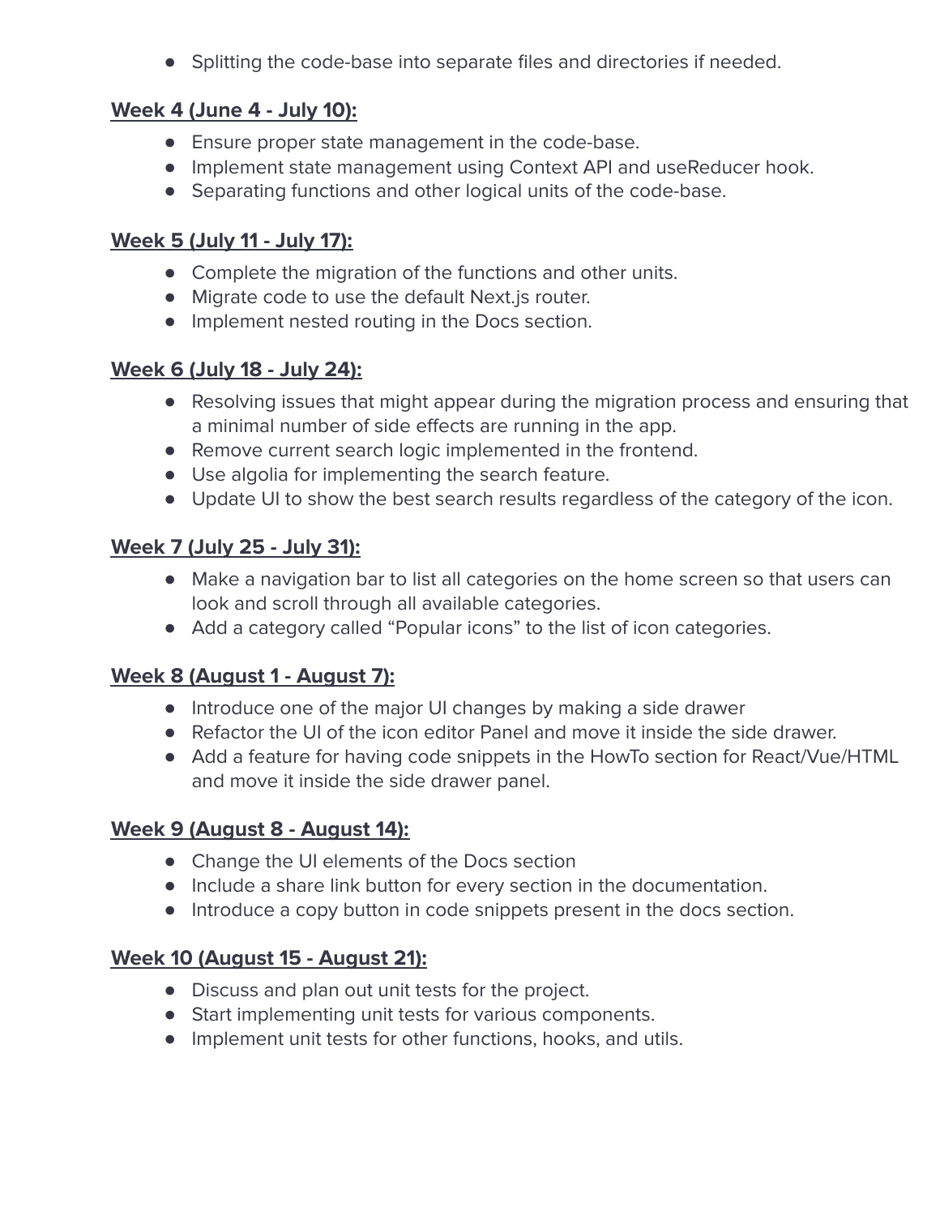- Splitting the code-base into separate files and directories if needed.

**Week 4 (June 4 - July 10):**

- Ensure proper state management in the code-base.
- Implement state management using Context API and useReducer hook.
- Separating functions and other logical units of the code-base.

**Week 5 (July 11 - July 17):**

- Complete the migration of the functions and other units.
- Migrate code to use the default Next.js router.
- Implement nested routing in the Docs section.

**Week 6 (July 18 - July 24):**

- Resolving issues that might appear during the migration process and ensuring that a minimal number of side effects are running in the app.
- Remove current search logic implemented in the frontend.
- Use algolia for implementing the search feature.
- Update UI to show the best search results regardless of the category of the icon.

**Week 7 (July 25 - July 31):**

- Make a navigation bar to list all categories on the home screen so that users can look and scroll through all available categories.
- Add a category called “Popular icons” to the list of icon categories.

**Week 8 (August 1 - August 7):**

- Introduce one of the major UI changes by making a side drawer
- Refactor the UI of the icon editor Panel and move it inside the side drawer.
- Add a feature for having code snippets in the HowTo section for React/Vue/HTML and move it inside the side drawer panel.

**Week 9 (August 8 - August 14):**

- Change the UI elements of the Docs section
- Include a share link button for every section in the documentation.
- Introduce a copy button in code snippets present in the docs section.

**Week 10 (August 15 - August 21):**

- Discuss and plan out unit tests for the project.
- Start implementing unit tests for various components.
- Implement unit tests for other functions, hooks, and utils.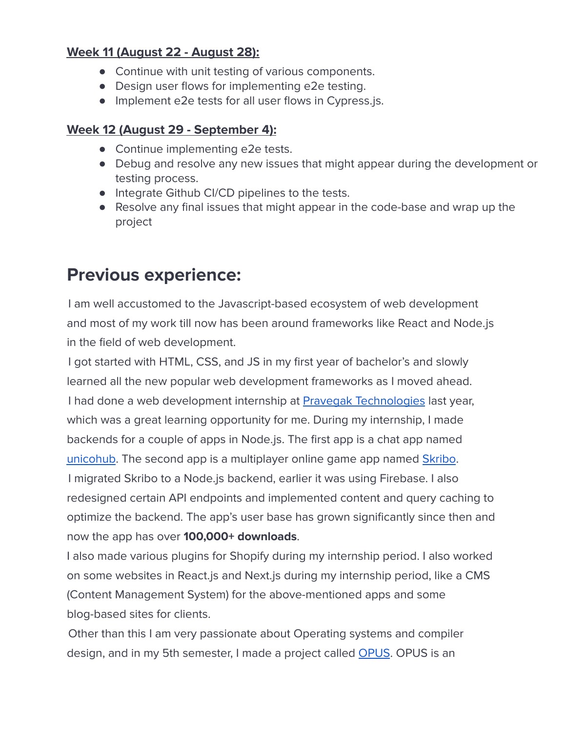### Week 11 (August 22 - August 28):

- Continue with unit testing of various components.
- Design user flows for implementing e2e testing.
- Implement e2e tests for all user flows in Cypress.js.

### Week 12 (August 29 - September 4):

- Continue implementing e2e tests.
- Debug and resolve any new issues that might appear during the development or testing process.
- Integrate Github CI/CD pipelines to the tests.
- Resolve any final issues that might appear in the code-base and wrap up the project

# Previous experience:

I am well accustomed to the Javascript-based ecosystem of web development and most of my work till now has been around frameworks like React and Node.js in the field of web development.

I got started with HTML, CSS, and JS in my first year of bachelor's and slowly learned all the new popular web development frameworks as I moved ahead.

I had done a web development internship at Pravegak Technologies last year, which was a great learning opportunity for me. During my internship, I made backends for a couple of apps in Node.js. The first app is a chat app named unicohub. The second app is a multiplayer online game app named Skribo.

I migrated Skribo to a Node.js backend, earlier it was using Firebase. I also redesigned certain API endpoints and implemented content and query caching to optimize the backend. The app's user base has grown significantly since then and now the app has over **100,000+ downloads**.

I also made various plugins for Shopify during my internship period. I also worked on some websites in React.js and Next.js during my internship period, like a CMS (Content Management System) for the above-mentioned apps and some blog-based sites for clients.

Other than this I am very passionate about Operating systems and compiler design, and in my 5th semester, I made a project called OPUS. OPUS is an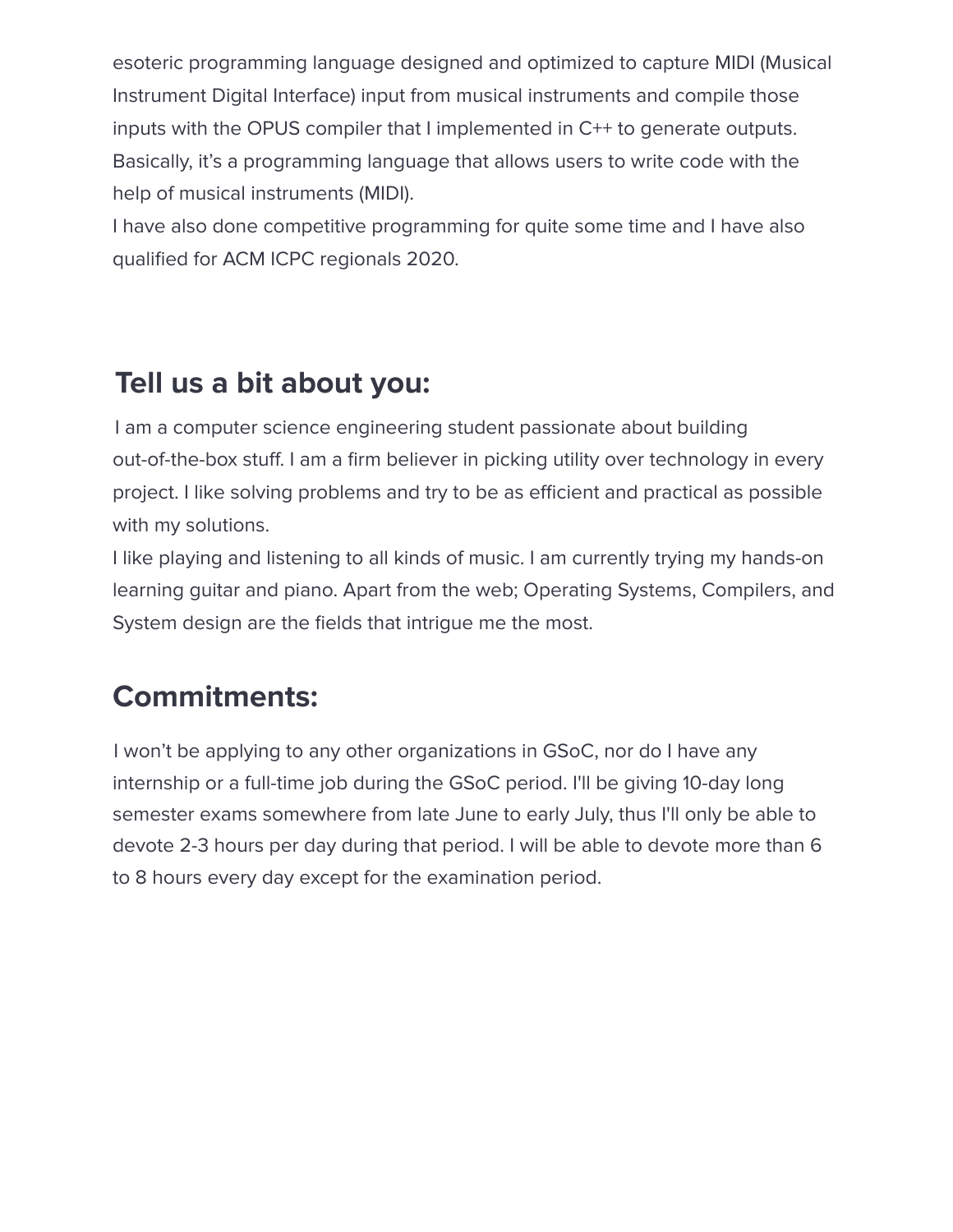esoteric programming language designed and optimized to capture MIDI (Musical Instrument Digital Interface) input from musical instruments and compile those inputs with the OPUS compiler that I implemented in C++ to generate outputs. Basically, it's a programming language that allows users to write code with the help of musical instruments (MIDI).
I have also done competitive programming for quite some time and I have also qualified for ACM ICPC regionals 2020.

## Tell us a bit about you:

I am a computer science engineering student passionate about building out-of-the-box stuff. I am a firm believer in picking utility over technology in every project. I like solving problems and try to be as efficient and practical as possible with my solutions.
I like playing and listening to all kinds of music. I am currently trying my hands-on learning guitar and piano. Apart from the web; Operating Systems, Compilers, and System design are the fields that intrigue me the most.

## Commitments:

I won't be applying to any other organizations in GSoC, nor do I have any internship or a full-time job during the GSoC period. I'll be giving 10-day long semester exams somewhere from late June to early July, thus I'll only be able to devote 2-3 hours per day during that period. I will be able to devote more than 6 to 8 hours every day except for the examination period.